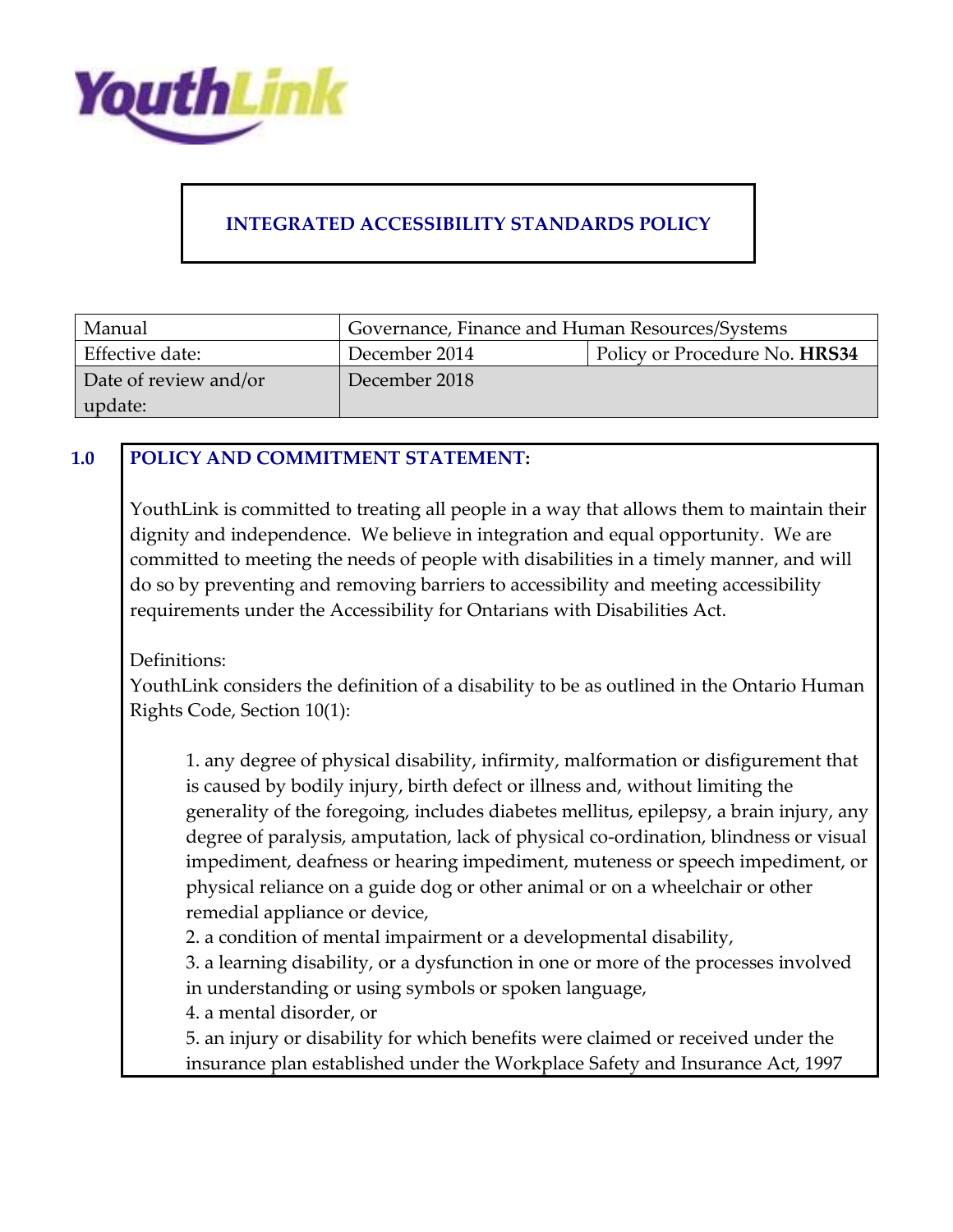YouthLink

# INTEGRATED ACCESSIBILITY STANDARDS POLICY

| Manual | Governance, Finance and Human Resources/Systems | |
| --- | --- | --- |
| Effective date: | December 2014 | Policy or Procedure No. **HRS34** |
| Date of review and/or update: | December 2018 | |

## 1.0 POLICY AND COMMITMENT STATEMENT:

YouthLink is committed to treating all people in a way that allows them to maintain their dignity and independence. We believe in integration and equal opportunity. We are committed to meeting the needs of people with disabilities in a timely manner, and will do so by preventing and removing barriers to accessibility and meeting accessibility requirements under the Accessibility for Ontarians with Disabilities Act.

Definitions:
YouthLink considers the definition of a disability to be as outlined in the Ontario Human Rights Code, Section 10(1):

1. any degree of physical disability, infirmity, malformation or disfigurement that is caused by bodily injury, birth defect or illness and, without limiting the generality of the foregoing, includes diabetes mellitus, epilepsy, a brain injury, any degree of paralysis, amputation, lack of physical co-ordination, blindness or visual impediment, deafness or hearing impediment, muteness or speech impediment, or physical reliance on a guide dog or other animal or on a wheelchair or other remedial appliance or device,
2. a condition of mental impairment or a developmental disability,
3. a learning disability, or a dysfunction in one or more of the processes involved in understanding or using symbols or spoken language,
4. a mental disorder, or
5. an injury or disability for which benefits were claimed or received under the insurance plan established under the Workplace Safety and Insurance Act, 1997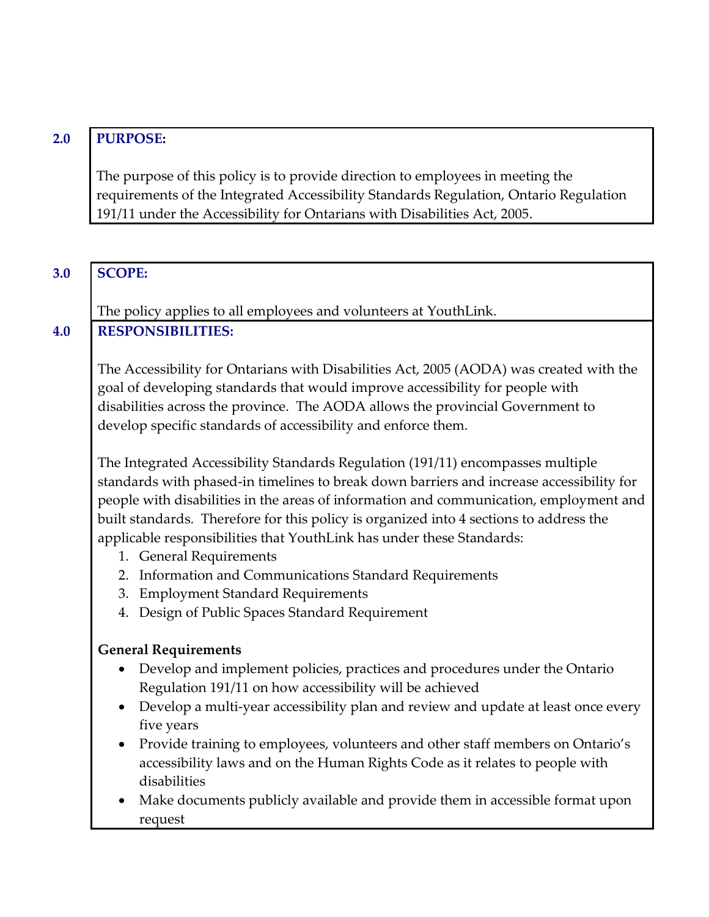## 2.0 PURPOSE:

The purpose of this policy is to provide direction to employees in meeting the requirements of the Integrated Accessibility Standards Regulation, Ontario Regulation 191/11 under the Accessibility for Ontarians with Disabilities Act, 2005.

## 3.0 SCOPE:

The policy applies to all employees and volunteers at YouthLink.

## 4.0 RESPONSIBILITIES:

The Accessibility for Ontarians with Disabilities Act, 2005 (AODA) was created with the goal of developing standards that would improve accessibility for people with disabilities across the province. The AODA allows the provincial Government to develop specific standards of accessibility and enforce them.

The Integrated Accessibility Standards Regulation (191/11) encompasses multiple standards with phased-in timelines to break down barriers and increase accessibility for people with disabilities in the areas of information and communication, employment and built standards. Therefore for this policy is organized into 4 sections to address the applicable responsibilities that YouthLink has under these Standards:

1. General Requirements
2. Information and Communications Standard Requirements
3. Employment Standard Requirements
4. Design of Public Spaces Standard Requirement

**General Requirements**

- Develop and implement policies, practices and procedures under the Ontario Regulation 191/11 on how accessibility will be achieved
- Develop a multi-year accessibility plan and review and update at least once every five years
- Provide training to employees, volunteers and other staff members on Ontario's accessibility laws and on the Human Rights Code as it relates to people with disabilities
- Make documents publicly available and provide them in accessible format upon request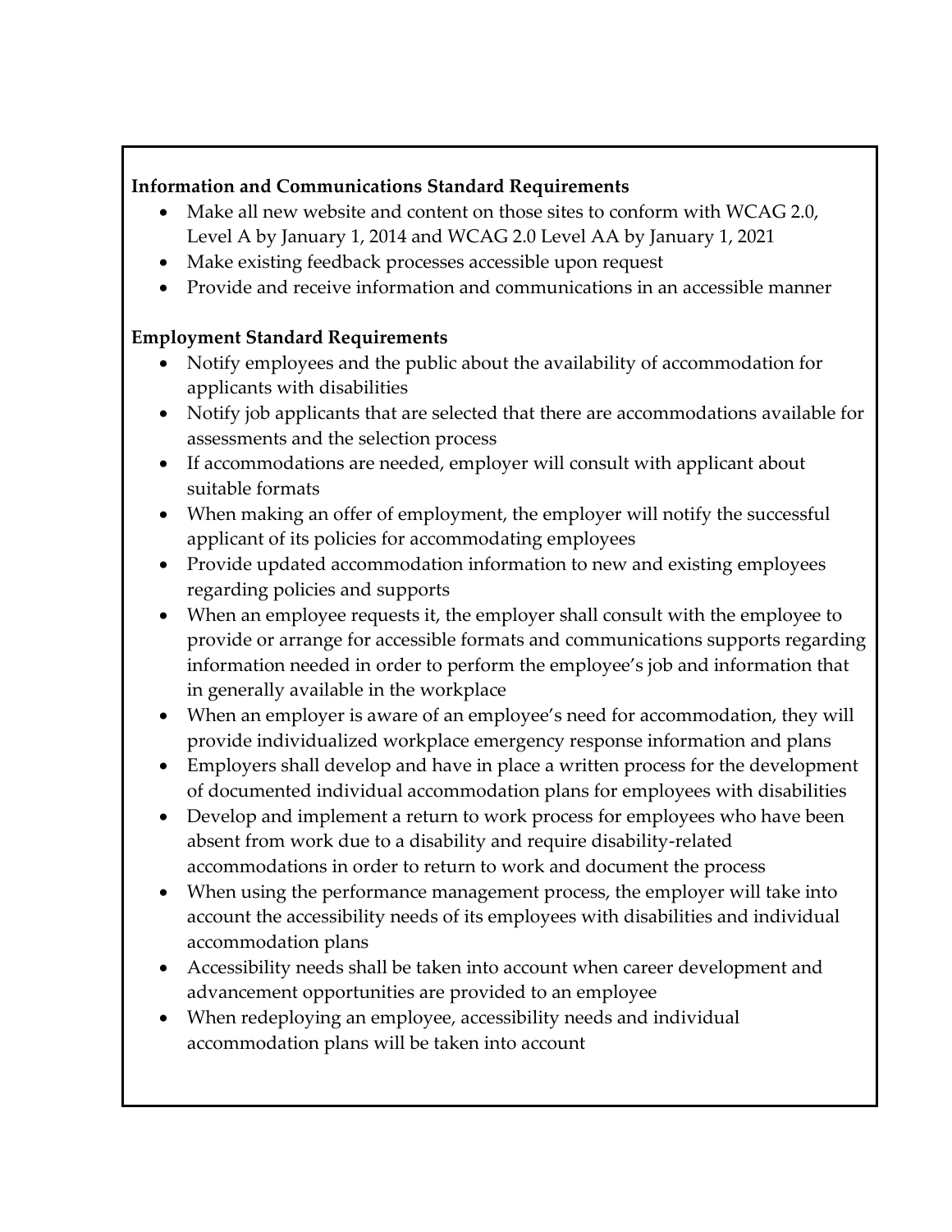**Information and Communications Standard Requirements**

- Make all new website and content on those sites to conform with WCAG 2.0, Level A by January 1, 2014 and WCAG 2.0 Level AA by January 1, 2021
- Make existing feedback processes accessible upon request
- Provide and receive information and communications in an accessible manner

**Employment Standard Requirements**

- Notify employees and the public about the availability of accommodation for applicants with disabilities
- Notify job applicants that are selected that there are accommodations available for assessments and the selection process
- If accommodations are needed, employer will consult with applicant about suitable formats
- When making an offer of employment, the employer will notify the successful applicant of its policies for accommodating employees
- Provide updated accommodation information to new and existing employees regarding policies and supports
- When an employee requests it, the employer shall consult with the employee to provide or arrange for accessible formats and communications supports regarding information needed in order to perform the employee's job and information that in generally available in the workplace
- When an employer is aware of an employee's need for accommodation, they will provide individualized workplace emergency response information and plans
- Employers shall develop and have in place a written process for the development of documented individual accommodation plans for employees with disabilities
- Develop and implement a return to work process for employees who have been absent from work due to a disability and require disability-related accommodations in order to return to work and document the process
- When using the performance management process, the employer will take into account the accessibility needs of its employees with disabilities and individual accommodation plans
- Accessibility needs shall be taken into account when career development and advancement opportunities are provided to an employee
- When redeploying an employee, accessibility needs and individual accommodation plans will be taken into account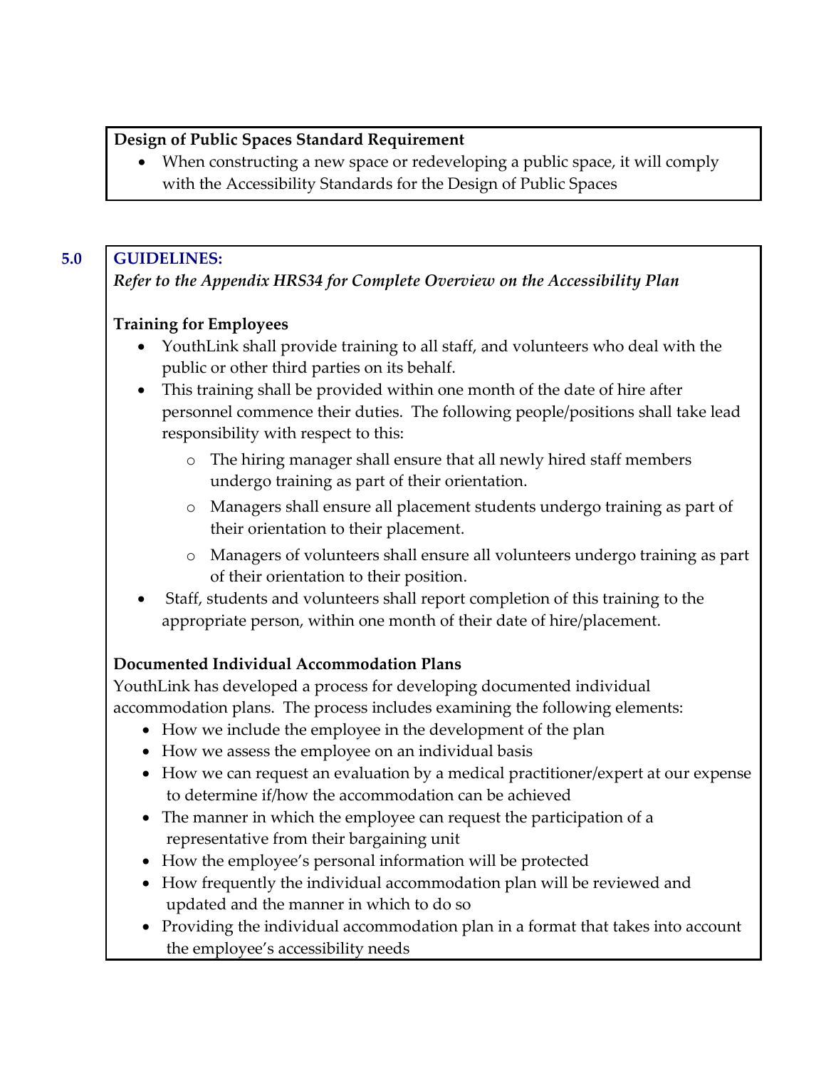**Design of Public Spaces Standard Requirement**

- When constructing a new space or redeveloping a public space, it will comply with the Accessibility Standards for the Design of Public Spaces

## 5.0 GUIDELINES:

*Refer to the Appendix HRS34 for Complete Overview on the Accessibility Plan*

**Training for Employees**

- YouthLink shall provide training to all staff, and volunteers who deal with the public or other third parties on its behalf.
- This training shall be provided within one month of the date of hire after personnel commence their duties. The following people/positions shall take lead responsibility with respect to this:
  - The hiring manager shall ensure that all newly hired staff members undergo training as part of their orientation.
  - Managers shall ensure all placement students undergo training as part of their orientation to their placement.
  - Managers of volunteers shall ensure all volunteers undergo training as part of their orientation to their position.
- Staff, students and volunteers shall report completion of this training to the appropriate person, within one month of their date of hire/placement.

**Documented Individual Accommodation Plans**

YouthLink has developed a process for developing documented individual accommodation plans. The process includes examining the following elements:

- How we include the employee in the development of the plan
- How we assess the employee on an individual basis
- How we can request an evaluation by a medical practitioner/expert at our expense to determine if/how the accommodation can be achieved
- The manner in which the employee can request the participation of a representative from their bargaining unit
- How the employee's personal information will be protected
- How frequently the individual accommodation plan will be reviewed and updated and the manner in which to do so
- Providing the individual accommodation plan in a format that takes into account the employee's accessibility needs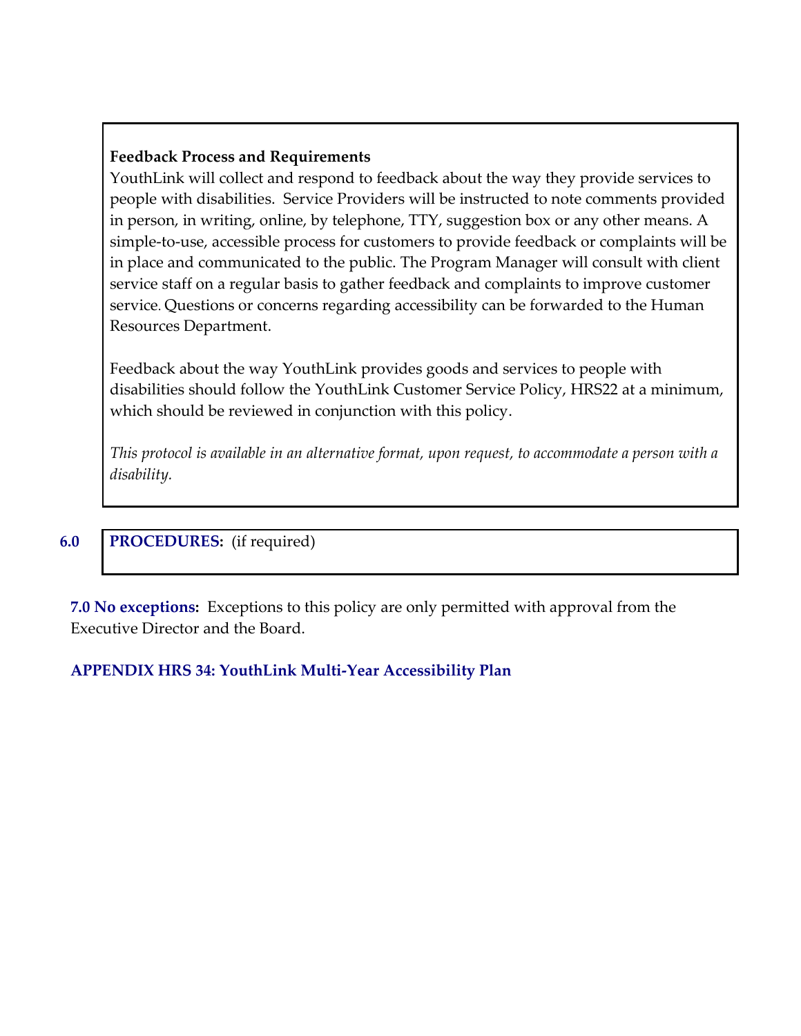**Feedback Process and Requirements**
YouthLink will collect and respond to feedback about the way they provide services to people with disabilities. Service Providers will be instructed to note comments provided in person, in writing, online, by telephone, TTY, suggestion box or any other means. A simple-to-use, accessible process for customers to provide feedback or complaints will be in place and communicated to the public. The Program Manager will consult with client service staff on a regular basis to gather feedback and complaints to improve customer service. Questions or concerns regarding accessibility can be forwarded to the Human Resources Department.

Feedback about the way YouthLink provides goods and services to people with disabilities should follow the YouthLink Customer Service Policy, HRS22 at a minimum, which should be reviewed in conjunction with this policy.

*This protocol is available in an alternative format, upon request, to accommodate a person with a disability.*

**6.0 PROCEDURES:** (if required)

**7.0 No exceptions:** Exceptions to this policy are only permitted with approval from the Executive Director and the Board.

**APPENDIX HRS 34: YouthLink Multi-Year Accessibility Plan**